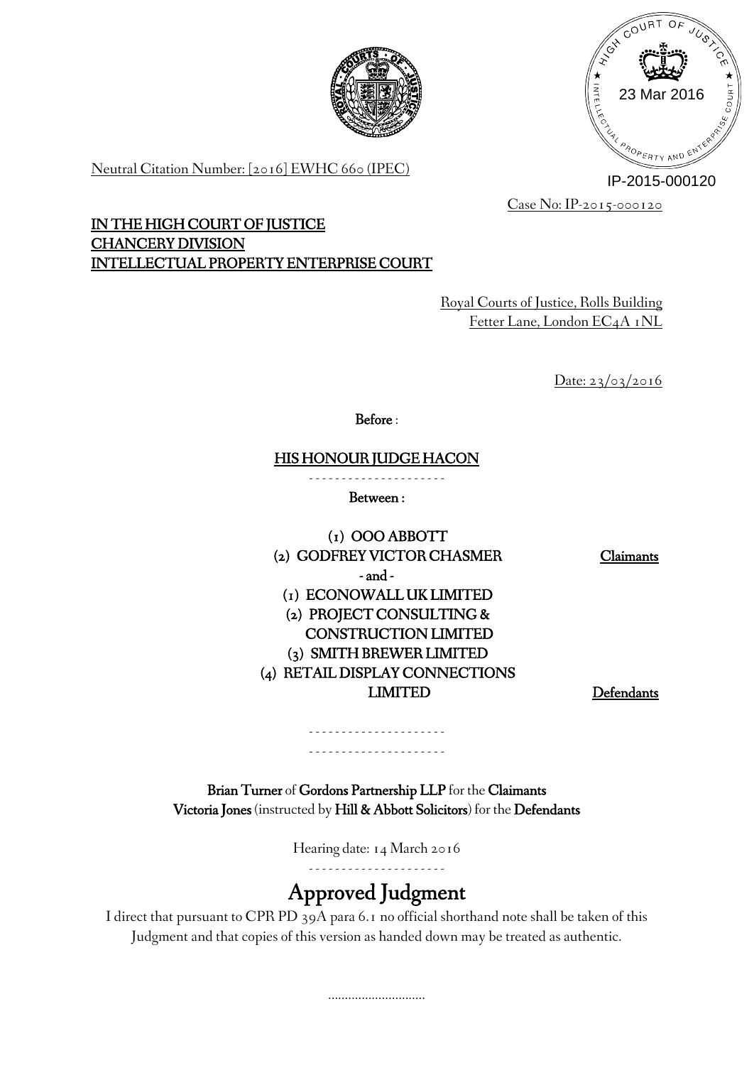Neutral Citation Number: [2016] EWHC 660 (IPEC)

IP-2015-000120

Case No: IP-2015-000120

**IN THE HIGH COURT OF JUSTICE**
**CHANCERY DIVISION**
**INTELLECTUAL PROPERTY ENTERPRISE COURT**

Royal Courts of Justice, Rolls Building
Fetter Lane, London EC4A 1NL

Date: 23/03/2016

**Before** :

**HIS HONOUR JUDGE HACON**

- - - - - - - - - - - - - - - - - - - -

**Between :**

| | |
|---|---|
| **(1) OOO ABBOTT** | |
| **(2) GODFREY VICTOR CHASMER** | **Claimants** |
| **- and -** | |
| **(1) ECONOWALL UK LIMITED** | |
| **(2) PROJECT CONSULTING & CONSTRUCTION LIMITED** | |
| **(3) SMITH BREWER LIMITED** | |
| **(4) RETAIL DISPLAY CONNECTIONS LIMITED** | **Defendants** |

- - - - - - - - - - - - - - - - - - - -

- - - - - - - - - - - - - - - - - - - -

**Brian Turner** of **Gordons Partnership LLP** for the **Claimants**
**Victoria Jones** (instructed by **Hill & Abbott Solicitors**) for the **Defendants**

Hearing date: 14 March 2016

- - - - - - - - - - - - - - - - - - - -

# Approved Judgment

I direct that pursuant to CPR PD 39A para 6.1 no official shorthand note shall be taken of this Judgment and that copies of this version as handed down may be treated as authentic.

.............................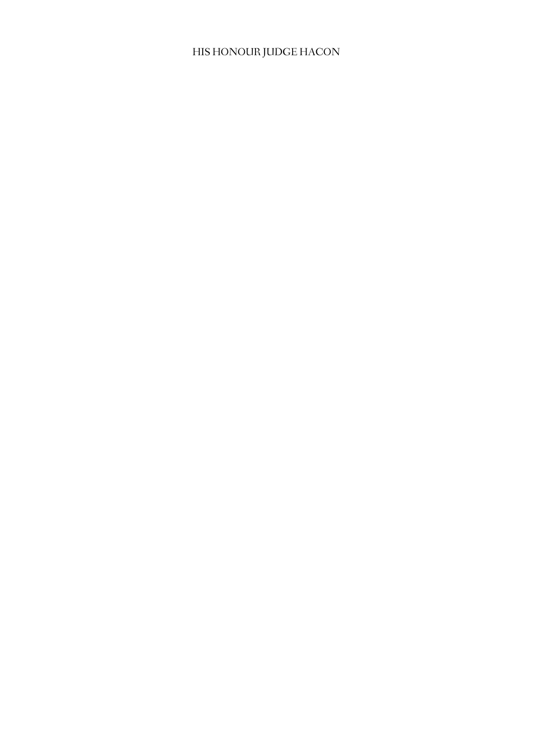HIS HONOUR JUDGE HACON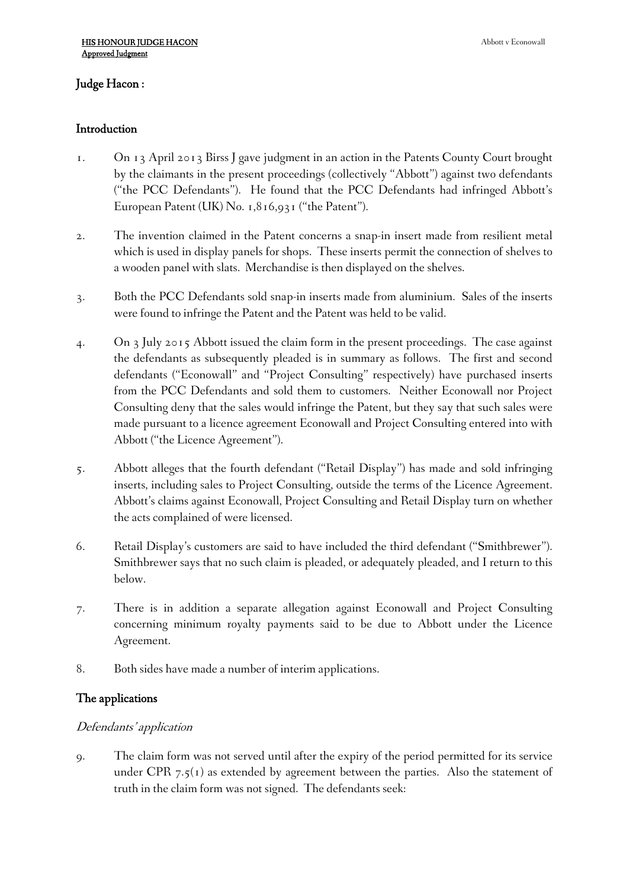## Judge Hacon :

### Introduction

1. On 13 April 2013 Birss J gave judgment in an action in the Patents County Court brought by the claimants in the present proceedings (collectively "Abbott") against two defendants ("the PCC Defendants"). He found that the PCC Defendants had infringed Abbott's European Patent (UK) No. 1,816,931 ("the Patent").

2. The invention claimed in the Patent concerns a snap-in insert made from resilient metal which is used in display panels for shops. These inserts permit the connection of shelves to a wooden panel with slats. Merchandise is then displayed on the shelves.

3. Both the PCC Defendants sold snap-in inserts made from aluminium. Sales of the inserts were found to infringe the Patent and the Patent was held to be valid.

4. On 3 July 2015 Abbott issued the claim form in the present proceedings. The case against the defendants as subsequently pleaded is in summary as follows. The first and second defendants ("Econowall" and "Project Consulting" respectively) have purchased inserts from the PCC Defendants and sold them to customers. Neither Econowall nor Project Consulting deny that the sales would infringe the Patent, but they say that such sales were made pursuant to a licence agreement Econowall and Project Consulting entered into with Abbott ("the Licence Agreement").

5. Abbott alleges that the fourth defendant ("Retail Display") has made and sold infringing inserts, including sales to Project Consulting, outside the terms of the Licence Agreement. Abbott's claims against Econowall, Project Consulting and Retail Display turn on whether the acts complained of were licensed.

6. Retail Display's customers are said to have included the third defendant ("Smithbrewer"). Smithbrewer says that no such claim is pleaded, or adequately pleaded, and I return to this below.

7. There is in addition a separate allegation against Econowall and Project Consulting concerning minimum royalty payments said to be due to Abbott under the Licence Agreement.

8. Both sides have made a number of interim applications.

### The applications

#### *Defendants' application*

9. The claim form was not served until after the expiry of the period permitted for its service under CPR 7.5(1) as extended by agreement between the parties. Also the statement of truth in the claim form was not signed. The defendants seek: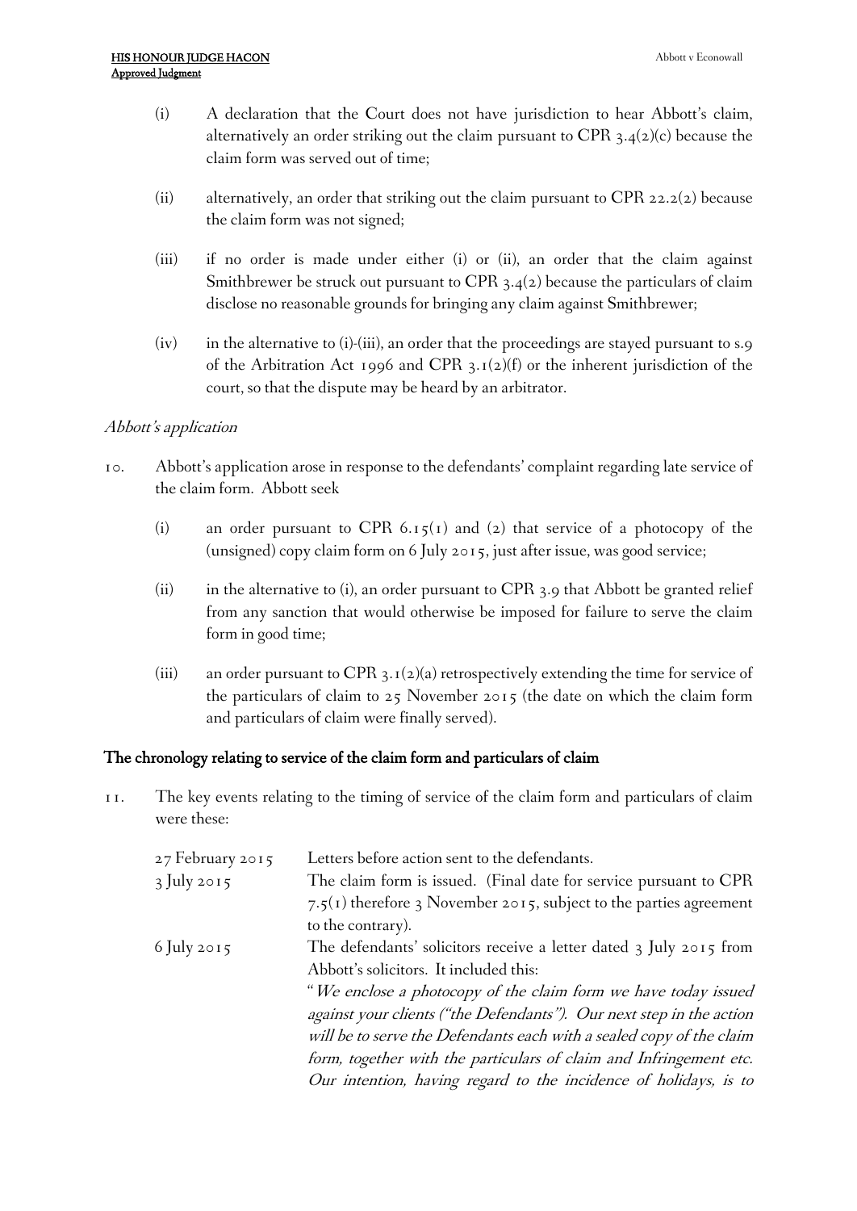- (i) A declaration that the Court does not have jurisdiction to hear Abbott's claim, alternatively an order striking out the claim pursuant to CPR 3.4(2)(c) because the claim form was served out of time;

- (ii) alternatively, an order that striking out the claim pursuant to CPR 22.2(2) because the claim form was not signed;

- (iii) if no order is made under either (i) or (ii), an order that the claim against Smithbrewer be struck out pursuant to CPR 3.4(2) because the particulars of claim disclose no reasonable grounds for bringing any claim against Smithbrewer;

- (iv) in the alternative to (i)-(iii), an order that the proceedings are stayed pursuant to s.9 of the Arbitration Act 1996 and CPR 3.1(2)(f) or the inherent jurisdiction of the court, so that the dispute may be heard by an arbitrator.

*Abbott's application*

10. Abbott's application arose in response to the defendants' complaint regarding late service of the claim form. Abbott seek

- (i) an order pursuant to CPR 6.15(1) and (2) that service of a photocopy of the (unsigned) copy claim form on 6 July 2015, just after issue, was good service;

- (ii) in the alternative to (i), an order pursuant to CPR 3.9 that Abbott be granted relief from any sanction that would otherwise be imposed for failure to serve the claim form in good time;

- (iii) an order pursuant to CPR 3.1(2)(a) retrospectively extending the time for service of the particulars of claim to 25 November 2015 (the date on which the claim form and particulars of claim were finally served).

## The chronology relating to service of the claim form and particulars of claim

11. The key events relating to the timing of service of the claim form and particulars of claim were these:

| | |
|---|---|
| 27 February 2015 | Letters before action sent to the defendants. |
| 3 July 2015 | The claim form is issued. (Final date for service pursuant to CPR 7.5(1) therefore 3 November 2015, subject to the parties agreement to the contrary). |
| 6 July 2015 | The defendants' solicitors receive a letter dated 3 July 2015 from Abbott's solicitors. It included this: "*We enclose a photocopy of the claim form we have today issued against your clients ("the Defendants"). Our next step in the action will be to serve the Defendants each with a sealed copy of the claim form, together with the particulars of claim and Infringement etc. Our intention, having regard to the incidence of holidays, is to* |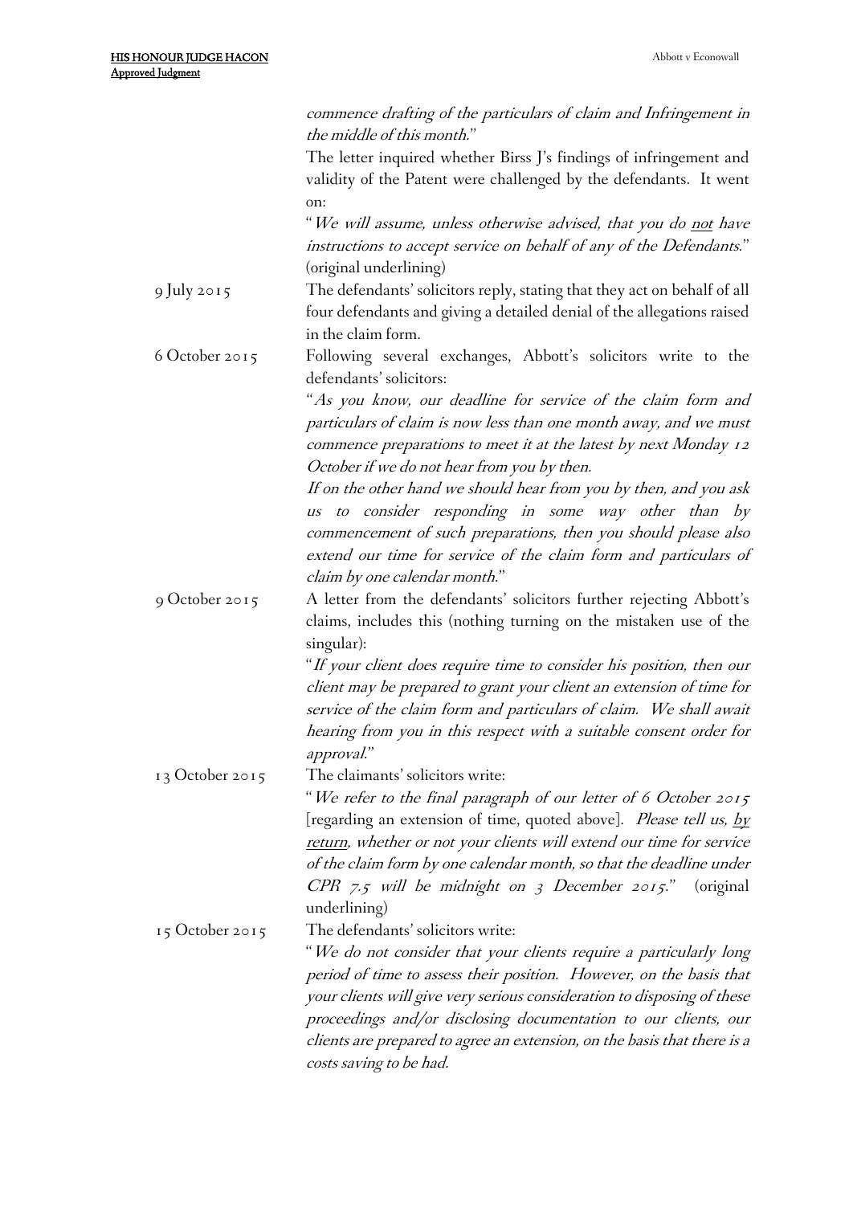| | |
|---|---|
| | *commence drafting of the particulars of claim and Infringement in the middle of this month.*" The letter inquired whether Birss J's findings of infringement and validity of the Patent were challenged by the defendants. It went on: "*We will assume, unless otherwise advised, that you do <u>not</u> have instructions to accept service on behalf of any of the Defendants.*" (original underlining) |
| 9 July 2015 | The defendants' solicitors reply, stating that they act on behalf of all four defendants and giving a detailed denial of the allegations raised in the claim form. |
| 6 October 2015 | Following several exchanges, Abbott's solicitors write to the defendants' solicitors: "*As you know, our deadline for service of the claim form and particulars of claim is now less than one month away, and we must commence preparations to meet it at the latest by next Monday 12 October if we do not hear from you by then.* *If on the other hand we should hear from you by then, and you ask us to consider responding in some way other than by commencement of such preparations, then you should please also extend our time for service of the claim form and particulars of claim by one calendar month.*" |
| 9 October 2015 | A letter from the defendants' solicitors further rejecting Abbott's claims, includes this (nothing turning on the mistaken use of the singular): "*If your client does require time to consider his position, then our client may be prepared to grant your client an extension of time for service of the claim form and particulars of claim. We shall await hearing from you in this respect with a suitable consent order for approval.*" |
| 13 October 2015 | The claimants' solicitors write: "*We refer to the final paragraph of our letter of 6 October 2015* [regarding an extension of time, quoted above]. *Please tell us, <u>by return</u>, whether or not your clients will extend our time for service of the claim form by one calendar month, so that the deadline under CPR 7.5 will be midnight on 3 December 2015.*" (original underlining) |
| 15 October 2015 | The defendants' solicitors write: "*We do not consider that your clients require a particularly long period of time to assess their position. However, on the basis that your clients will give very serious consideration to disposing of these proceedings and/or disclosing documentation to our clients, our clients are prepared to agree an extension, on the basis that there is a costs saving to be had.* |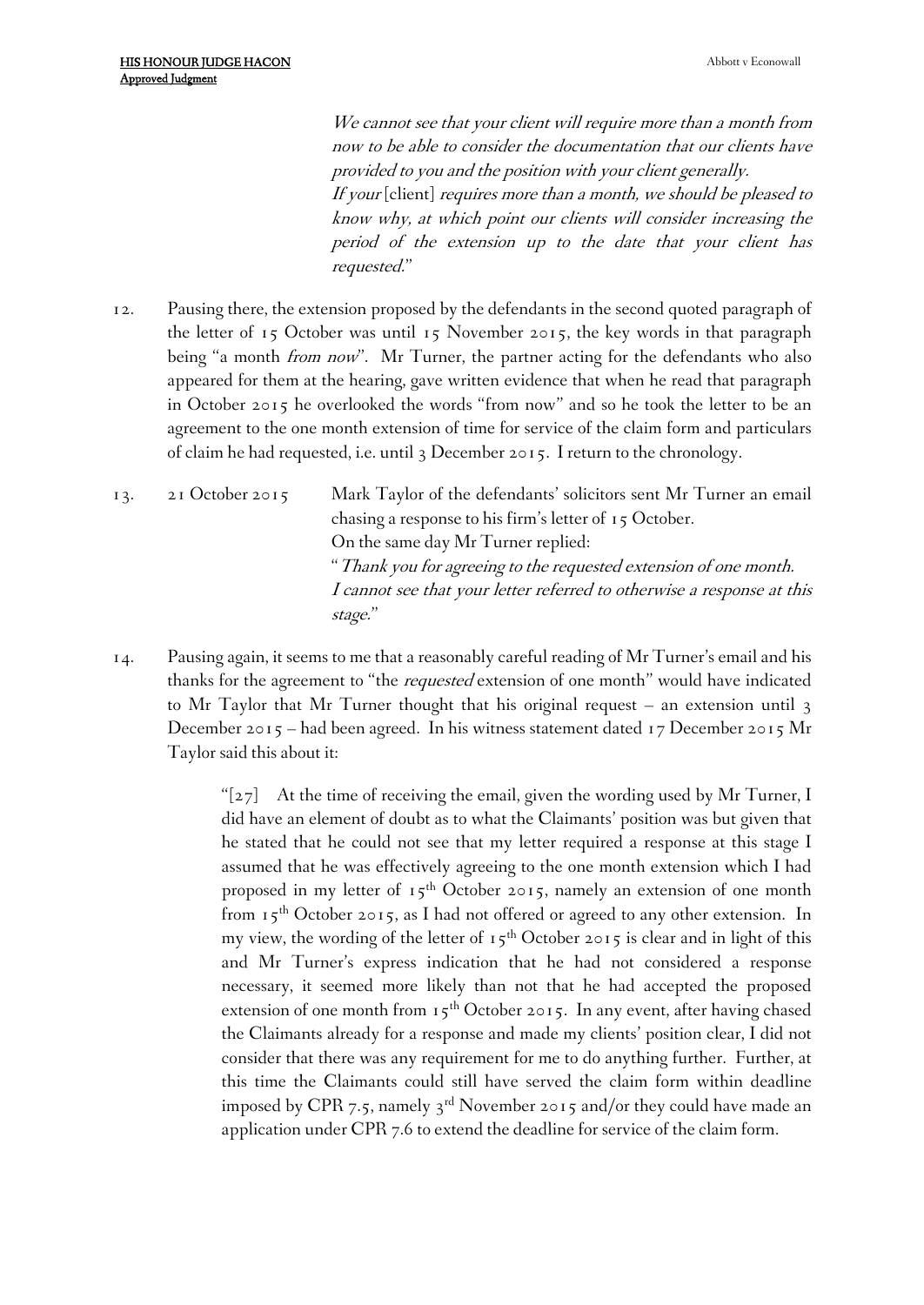*We cannot see that your client will require more than a month from now to be able to consider the documentation that our clients have provided to you and the position with your client generally.*
*If your* [client] *requires more than a month, we should be pleased to know why, at which point our clients will consider increasing the period of the extension up to the date that your client has requested.*"

12. Pausing there, the extension proposed by the defendants in the second quoted paragraph of the letter of 15 October was until 15 November 2015, the key words in that paragraph being "a month *from now*". Mr Turner, the partner acting for the defendants who also appeared for them at the hearing, gave written evidence that when he read that paragraph in October 2015 he overlooked the words "from now" and so he took the letter to be an agreement to the one month extension of time for service of the claim form and particulars of claim he had requested, i.e. until 3 December 2015. I return to the chronology.

13. 21 October 2015 — Mark Taylor of the defendants' solicitors sent Mr Turner an email chasing a response to his firm's letter of 15 October.
On the same day Mr Turner replied:
"*Thank you for agreeing to the requested extension of one month. I cannot see that your letter referred to otherwise a response at this stage.*"

14. Pausing again, it seems to me that a reasonably careful reading of Mr Turner's email and his thanks for the agreement to "the *requested* extension of one month" would have indicated to Mr Taylor that Mr Turner thought that his original request – an extension until 3 December 2015 – had been agreed. In his witness statement dated 17 December 2015 Mr Taylor said this about it:

> "[27] At the time of receiving the email, given the wording used by Mr Turner, I did have an element of doubt as to what the Claimants' position was but given that he stated that he could not see that my letter required a response at this stage I assumed that he was effectively agreeing to the one month extension which I had proposed in my letter of 15th October 2015, namely an extension of one month from 15th October 2015, as I had not offered or agreed to any other extension. In my view, the wording of the letter of 15th October 2015 is clear and in light of this and Mr Turner's express indication that he had not considered a response necessary, it seemed more likely than not that he had accepted the proposed extension of one month from 15th October 2015. In any event, after having chased the Claimants already for a response and made my clients' position clear, I did not consider that there was any requirement for me to do anything further. Further, at this time the Claimants could still have served the claim form within deadline imposed by CPR 7.5, namely 3rd November 2015 and/or they could have made an application under CPR 7.6 to extend the deadline for service of the claim form.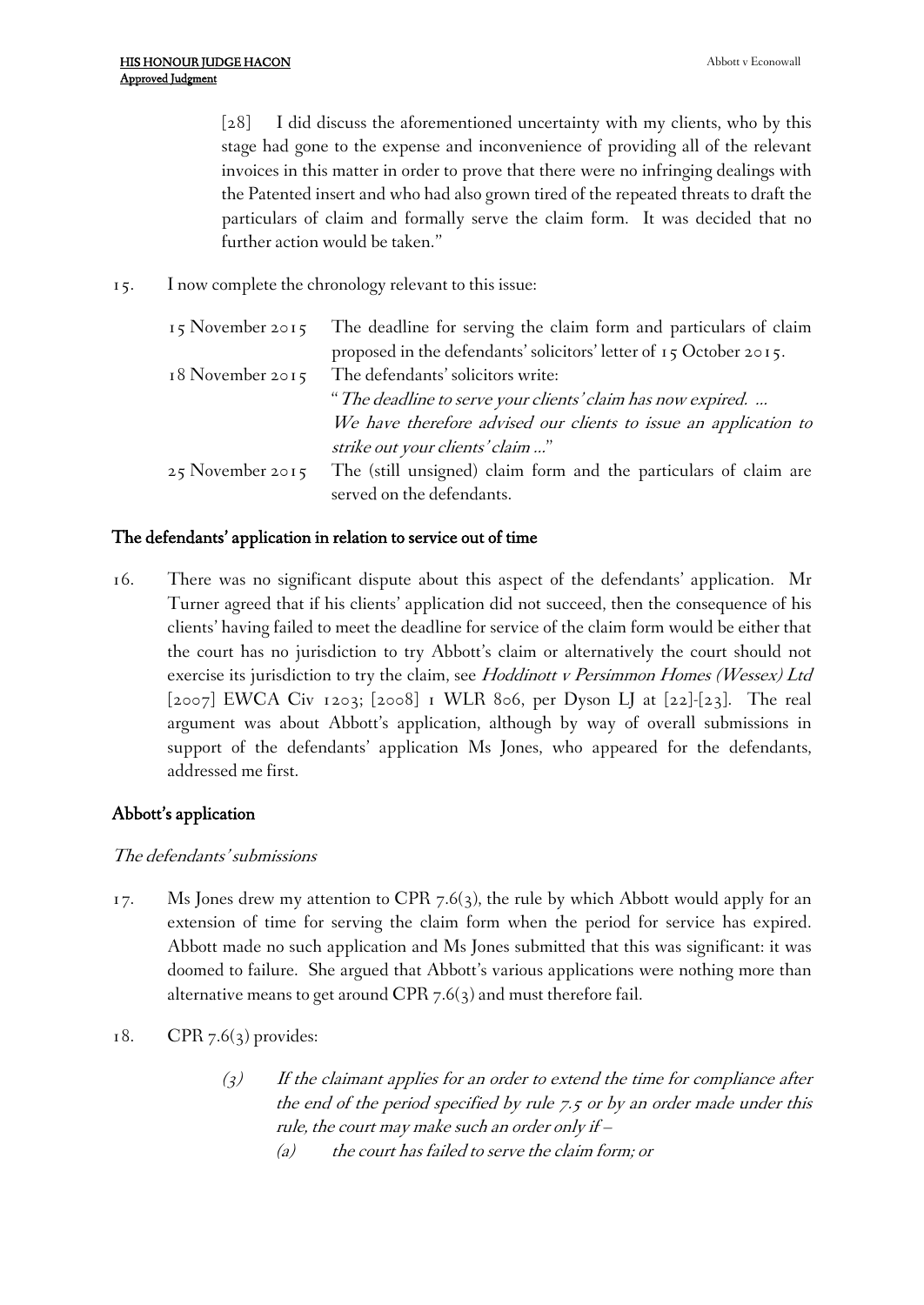> [28] I did discuss the aforementioned uncertainty with my clients, who by this stage had gone to the expense and inconvenience of providing all of the relevant invoices in this matter in order to prove that there were no infringing dealings with the Patented insert and who had also grown tired of the repeated threats to draft the particulars of claim and formally serve the claim form. It was decided that no further action would be taken."

15. I now complete the chronology relevant to this issue:

| | |
|---|---|
| 15 November 2015 | The deadline for serving the claim form and particulars of claim proposed in the defendants' solicitors' letter of 15 October 2015. |
| 18 November 2015 | The defendants' solicitors write: "*The deadline to serve your clients' claim has now expired. ... We have therefore advised our clients to issue an application to strike out your clients' claim ...*" |
| 25 November 2015 | The (still unsigned) claim form and the particulars of claim are served on the defendants. |

## The defendants' application in relation to service out of time

16. There was no significant dispute about this aspect of the defendants' application. Mr Turner agreed that if his clients' application did not succeed, then the consequence of his clients' having failed to meet the deadline for service of the claim form would be either that the court has no jurisdiction to try Abbott's claim or alternatively the court should not exercise its jurisdiction to try the claim, see *Hoddinott v Persimmon Homes (Wessex) Ltd* [2007] EWCA Civ 1203; [2008] 1 WLR 806, per Dyson LJ at [22]-[23]. The real argument was about Abbott's application, although by way of overall submissions in support of the defendants' application Ms Jones, who appeared for the defendants, addressed me first.

## Abbott's application

### *The defendants' submissions*

17. Ms Jones drew my attention to CPR 7.6(3), the rule by which Abbott would apply for an extension of time for serving the claim form when the period for service has expired. Abbott made no such application and Ms Jones submitted that this was significant: it was doomed to failure. She argued that Abbott's various applications were nothing more than alternative means to get around CPR 7.6(3) and must therefore fail.

18. CPR 7.6(3) provides:

> *(3) If the claimant applies for an order to extend the time for compliance after the end of the period specified by rule 7.5 or by an order made under this rule, the court may make such an order only if –*
>
> *(a) the court has failed to serve the claim form; or*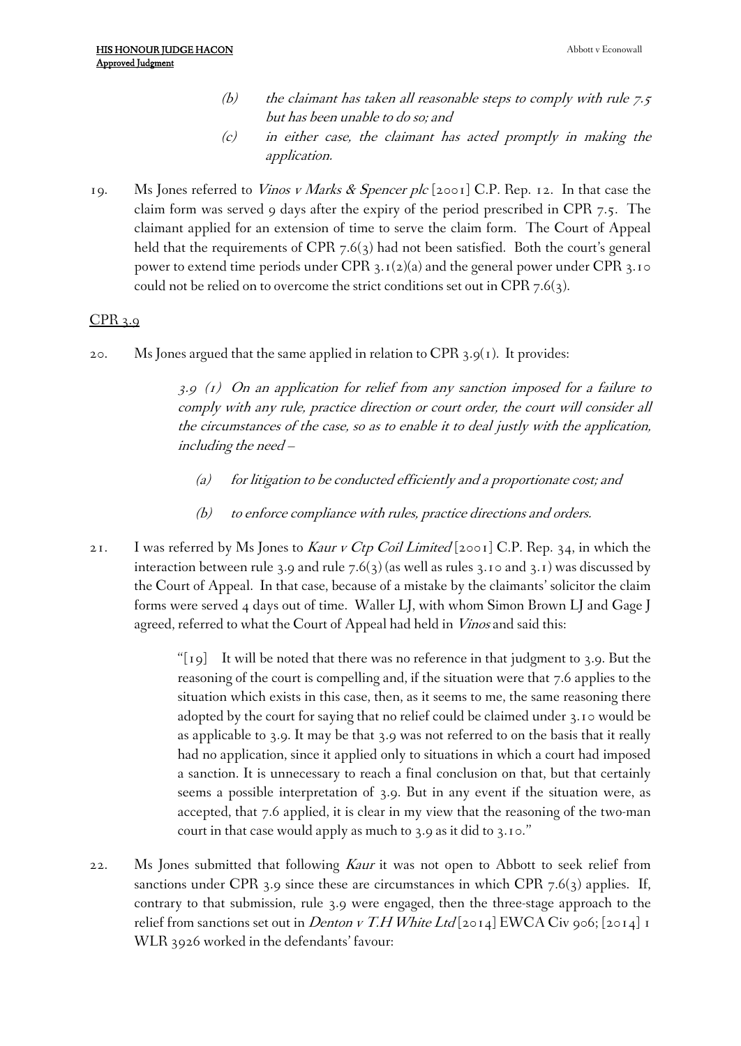> (b) *the claimant has taken all reasonable steps to comply with rule 7.5 but has been unable to do so; and*
>
> (c) *in either case, the claimant has acted promptly in making the application.*

19. Ms Jones referred to *Vinos v Marks & Spencer plc* [2001] C.P. Rep. 12. In that case the claim form was served 9 days after the expiry of the period prescribed in CPR 7.5. The claimant applied for an extension of time to serve the claim form. The Court of Appeal held that the requirements of CPR 7.6(3) had not been satisfied. Both the court's general power to extend time periods under CPR 3.1(2)(a) and the general power under CPR 3.10 could not be relied on to overcome the strict conditions set out in CPR 7.6(3).

<u>CPR 3.9</u>

20. Ms Jones argued that the same applied in relation to CPR 3.9(1). It provides:

> *3.9 (1) On an application for relief from any sanction imposed for a failure to comply with any rule, practice direction or court order, the court will consider all the circumstances of the case, so as to enable it to deal justly with the application, including the need –*
>
> (a) *for litigation to be conducted efficiently and a proportionate cost; and*
>
> (b) *to enforce compliance with rules, practice directions and orders.*

21. I was referred by Ms Jones to *Kaur v Ctp Coil Limited* [2001] C.P. Rep. 34, in which the interaction between rule 3.9 and rule 7.6(3) (as well as rules 3.10 and 3.1) was discussed by the Court of Appeal. In that case, because of a mistake by the claimants' solicitor the claim forms were served 4 days out of time. Waller LJ, with whom Simon Brown LJ and Gage J agreed, referred to what the Court of Appeal had held in *Vinos* and said this:

> "[19] It will be noted that there was no reference in that judgment to 3.9. But the reasoning of the court is compelling and, if the situation were that 7.6 applies to the situation which exists in this case, then, as it seems to me, the same reasoning there adopted by the court for saying that no relief could be claimed under 3.10 would be as applicable to 3.9. It may be that 3.9 was not referred to on the basis that it really had no application, since it applied only to situations in which a court had imposed a sanction. It is unnecessary to reach a final conclusion on that, but that certainly seems a possible interpretation of 3.9. But in any event if the situation were, as accepted, that 7.6 applied, it is clear in my view that the reasoning of the two-man court in that case would apply as much to 3.9 as it did to 3.10."

22. Ms Jones submitted that following *Kaur* it was not open to Abbott to seek relief from sanctions under CPR 3.9 since these are circumstances in which CPR 7.6(3) applies. If, contrary to that submission, rule 3.9 were engaged, then the three-stage approach to the relief from sanctions set out in *Denton v T.H White Ltd* [2014] EWCA Civ 906; [2014] 1 WLR 3926 worked in the defendants' favour: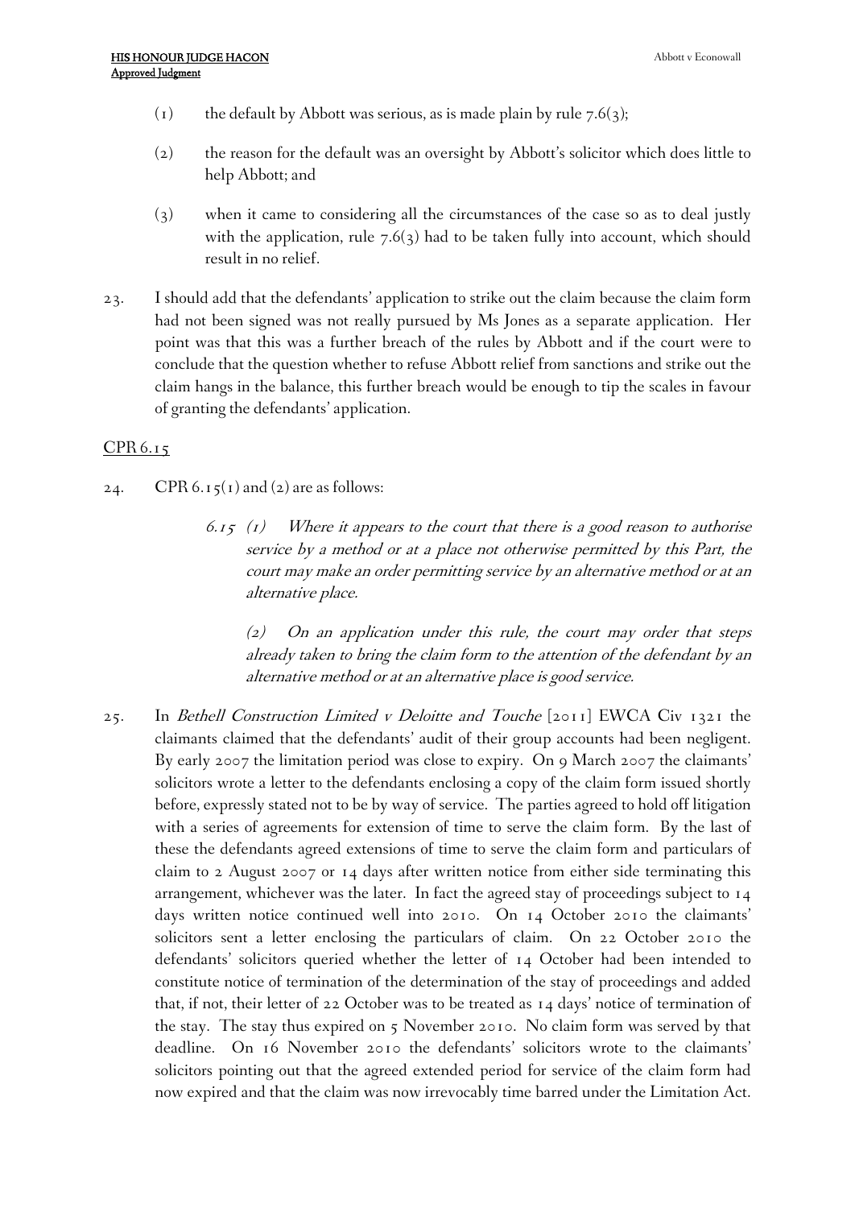(1) the default by Abbott was serious, as is made plain by rule 7.6(3);

(2) the reason for the default was an oversight by Abbott's solicitor which does little to help Abbott; and

(3) when it came to considering all the circumstances of the case so as to deal justly with the application, rule 7.6(3) had to be taken fully into account, which should result in no relief.

23. I should add that the defendants' application to strike out the claim because the claim form had not been signed was not really pursued by Ms Jones as a separate application. Her point was that this was a further breach of the rules by Abbott and if the court were to conclude that the question whether to refuse Abbott relief from sanctions and strike out the claim hangs in the balance, this further breach would be enough to tip the scales in favour of granting the defendants' application.

## CPR 6.15

24. CPR 6.15(1) and (2) are as follows:

> *6.15 (1) Where it appears to the court that there is a good reason to authorise service by a method or at a place not otherwise permitted by this Part, the court may make an order permitting service by an alternative method or at an alternative place.*
>
> *(2) On an application under this rule, the court may order that steps already taken to bring the claim form to the attention of the defendant by an alternative method or at an alternative place is good service.*

25. In *Bethell Construction Limited v Deloitte and Touche* [2011] EWCA Civ 1321 the claimants claimed that the defendants' audit of their group accounts had been negligent. By early 2007 the limitation period was close to expiry. On 9 March 2007 the claimants' solicitors wrote a letter to the defendants enclosing a copy of the claim form issued shortly before, expressly stated not to be by way of service. The parties agreed to hold off litigation with a series of agreements for extension of time to serve the claim form. By the last of these the defendants agreed extensions of time to serve the claim form and particulars of claim to 2 August 2007 or 14 days after written notice from either side terminating this arrangement, whichever was the later. In fact the agreed stay of proceedings subject to 14 days written notice continued well into 2010. On 14 October 2010 the claimants' solicitors sent a letter enclosing the particulars of claim. On 22 October 2010 the defendants' solicitors queried whether the letter of 14 October had been intended to constitute notice of termination of the determination of the stay of proceedings and added that, if not, their letter of 22 October was to be treated as 14 days' notice of termination of the stay. The stay thus expired on 5 November 2010. No claim form was served by that deadline. On 16 November 2010 the defendants' solicitors wrote to the claimants' solicitors pointing out that the agreed extended period for service of the claim form had now expired and that the claim was now irrevocably time barred under the Limitation Act.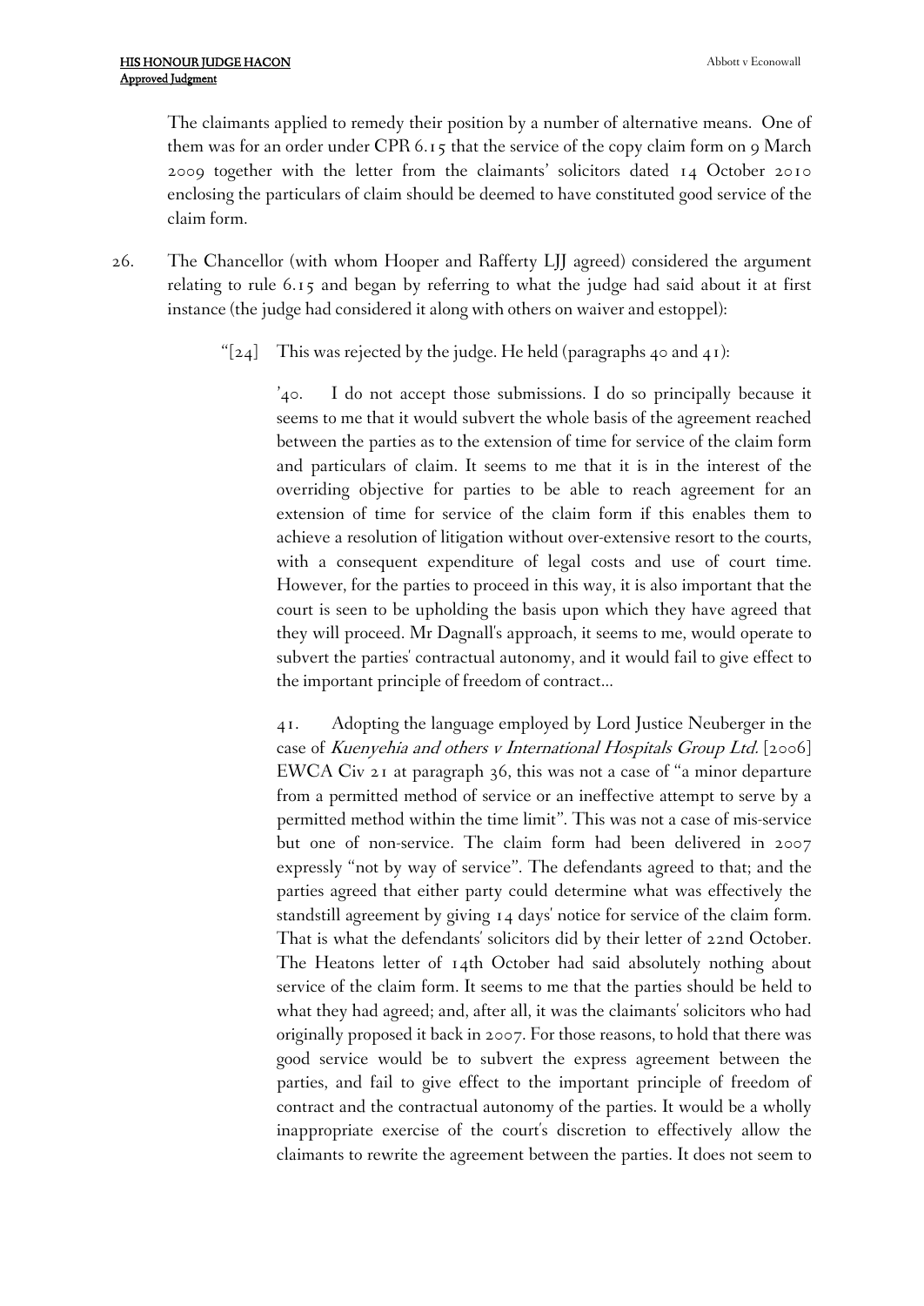The claimants applied to remedy their position by a number of alternative means. One of them was for an order under CPR 6.15 that the service of the copy claim form on 9 March 2009 together with the letter from the claimants' solicitors dated 14 October 2010 enclosing the particulars of claim should be deemed to have constituted good service of the claim form.

26. The Chancellor (with whom Hooper and Rafferty LJJ agreed) considered the argument relating to rule 6.15 and began by referring to what the judge had said about it at first instance (the judge had considered it along with others on waiver and estoppel):

> "[24] This was rejected by the judge. He held (paragraphs 40 and 41):
>
> > '40. I do not accept those submissions. I do so principally because it seems to me that it would subvert the whole basis of the agreement reached between the parties as to the extension of time for service of the claim form and particulars of claim. It seems to me that it is in the interest of the overriding objective for parties to be able to reach agreement for an extension of time for service of the claim form if this enables them to achieve a resolution of litigation without over-extensive resort to the courts, with a consequent expenditure of legal costs and use of court time. However, for the parties to proceed in this way, it is also important that the court is seen to be upholding the basis upon which they have agreed that they will proceed. Mr Dagnall's approach, it seems to me, would operate to subvert the parties' contractual autonomy, and it would fail to give effect to the important principle of freedom of contract...
> >
> > 41. Adopting the language employed by Lord Justice Neuberger in the case of *Kuenyehia and others v International Hospitals Group Ltd.* [2006] EWCA Civ 21 at paragraph 36, this was not a case of "a minor departure from a permitted method of service or an ineffective attempt to serve by a permitted method within the time limit". This was not a case of mis-service but one of non-service. The claim form had been delivered in 2007 expressly "not by way of service". The defendants agreed to that; and the parties agreed that either party could determine what was effectively the standstill agreement by giving 14 days' notice for service of the claim form. That is what the defendants' solicitors did by their letter of 22nd October. The Heatons letter of 14th October had said absolutely nothing about service of the claim form. It seems to me that the parties should be held to what they had agreed; and, after all, it was the claimants' solicitors who had originally proposed it back in 2007. For those reasons, to hold that there was good service would be to subvert the express agreement between the parties, and fail to give effect to the important principle of freedom of contract and the contractual autonomy of the parties. It would be a wholly inappropriate exercise of the court's discretion to effectively allow the claimants to rewrite the agreement between the parties. It does not seem to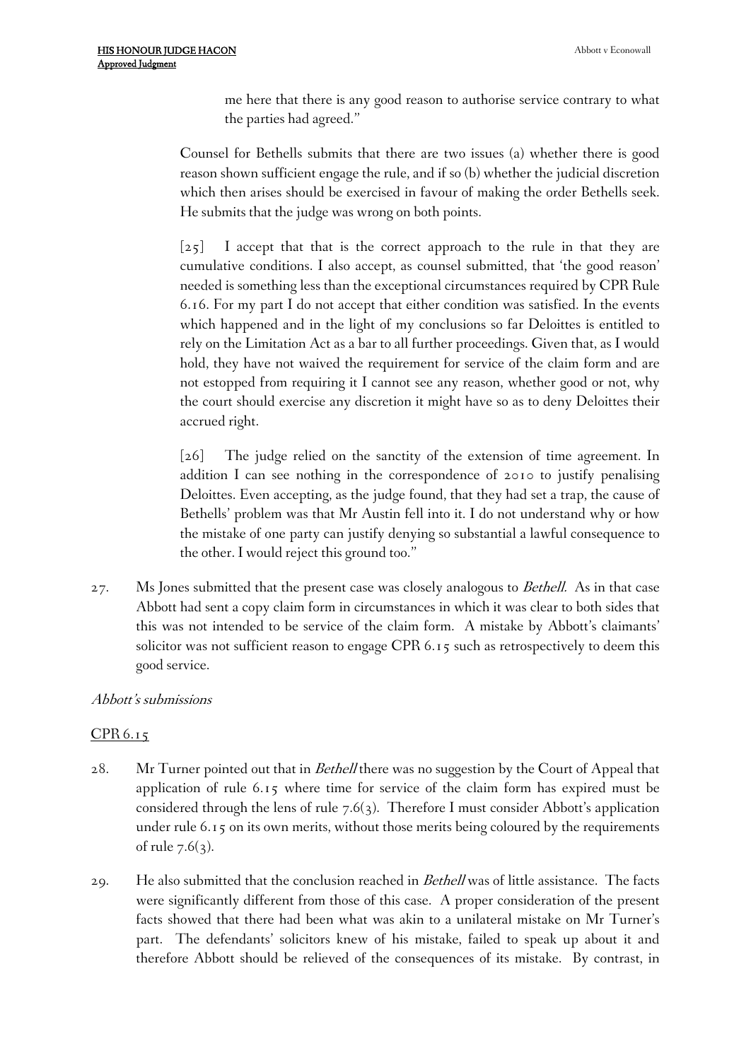me here that there is any good reason to authorise service contrary to what the parties had agreed."

Counsel for Bethells submits that there are two issues (a) whether there is good reason shown sufficient engage the rule, and if so (b) whether the judicial discretion which then arises should be exercised in favour of making the order Bethells seek. He submits that the judge was wrong on both points.

[25] I accept that that is the correct approach to the rule in that they are cumulative conditions. I also accept, as counsel submitted, that 'the good reason' needed is something less than the exceptional circumstances required by CPR Rule 6.16. For my part I do not accept that either condition was satisfied. In the events which happened and in the light of my conclusions so far Deloittes is entitled to rely on the Limitation Act as a bar to all further proceedings. Given that, as I would hold, they have not waived the requirement for service of the claim form and are not estopped from requiring it I cannot see any reason, whether good or not, why the court should exercise any discretion it might have so as to deny Deloittes their accrued right.

[26] The judge relied on the sanctity of the extension of time agreement. In addition I can see nothing in the correspondence of 2010 to justify penalising Deloittes. Even accepting, as the judge found, that they had set a trap, the cause of Bethells' problem was that Mr Austin fell into it. I do not understand why or how the mistake of one party can justify denying so substantial a lawful consequence to the other. I would reject this ground too."

27. Ms Jones submitted that the present case was closely analogous to *Bethell*. As in that case Abbott had sent a copy claim form in circumstances in which it was clear to both sides that this was not intended to be service of the claim form. A mistake by Abbott's claimants' solicitor was not sufficient reason to engage CPR 6.15 such as retrospectively to deem this good service.

*Abbott's submissions*

CPR 6.15

28. Mr Turner pointed out that in *Bethell* there was no suggestion by the Court of Appeal that application of rule 6.15 where time for service of the claim form has expired must be considered through the lens of rule 7.6(3). Therefore I must consider Abbott's application under rule 6.15 on its own merits, without those merits being coloured by the requirements of rule 7.6(3).

29. He also submitted that the conclusion reached in *Bethell* was of little assistance. The facts were significantly different from those of this case. A proper consideration of the present facts showed that there had been what was akin to a unilateral mistake on Mr Turner's part. The defendants' solicitors knew of his mistake, failed to speak up about it and therefore Abbott should be relieved of the consequences of its mistake. By contrast, in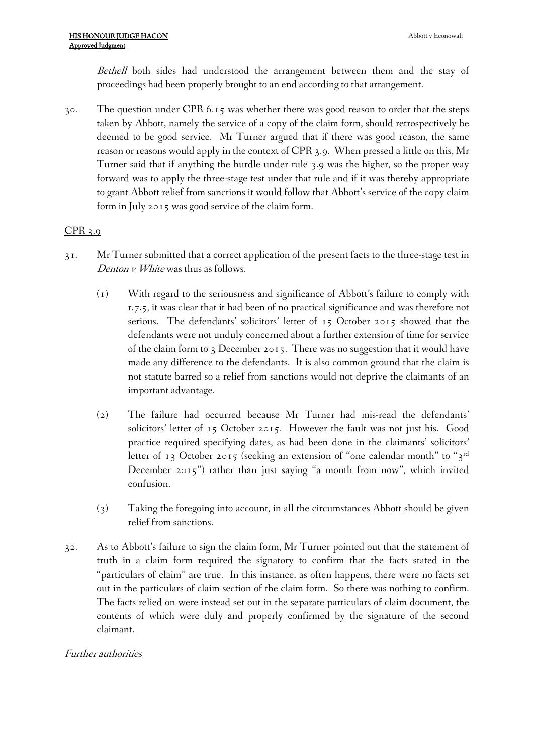*Bethell* both sides had understood the arrangement between them and the stay of proceedings had been properly brought to an end according to that arrangement.

30. The question under CPR 6.15 was whether there was good reason to order that the steps taken by Abbott, namely the service of a copy of the claim form, should retrospectively be deemed to be good service. Mr Turner argued that if there was good reason, the same reason or reasons would apply in the context of CPR 3.9. When pressed a little on this, Mr Turner said that if anything the hurdle under rule 3.9 was the higher, so the proper way forward was to apply the three-stage test under that rule and if it was thereby appropriate to grant Abbott relief from sanctions it would follow that Abbott's service of the copy claim form in July 2015 was good service of the claim form.

## CPR 3.9

31. Mr Turner submitted that a correct application of the present facts to the three-stage test in *Denton v White* was thus as follows.

    (1) With regard to the seriousness and significance of Abbott's failure to comply with r.7.5, it was clear that it had been of no practical significance and was therefore not serious. The defendants' solicitors' letter of 15 October 2015 showed that the defendants were not unduly concerned about a further extension of time for service of the claim form to 3 December 2015. There was no suggestion that it would have made any difference to the defendants. It is also common ground that the claim is not statute barred so a relief from sanctions would not deprive the claimants of an important advantage.

    (2) The failure had occurred because Mr Turner had mis-read the defendants' solicitors' letter of 15 October 2015. However the fault was not just his. Good practice required specifying dates, as had been done in the claimants' solicitors' letter of 13 October 2015 (seeking an extension of "one calendar month" to "3rd December 2015") rather than just saying "a month from now", which invited confusion.

    (3) Taking the foregoing into account, in all the circumstances Abbott should be given relief from sanctions.

32. As to Abbott's failure to sign the claim form, Mr Turner pointed out that the statement of truth in a claim form required the signatory to confirm that the facts stated in the "particulars of claim" are true. In this instance, as often happens, there were no facts set out in the particulars of claim section of the claim form. So there was nothing to confirm. The facts relied on were instead set out in the separate particulars of claim document, the contents of which were duly and properly confirmed by the signature of the second claimant.

*Further authorities*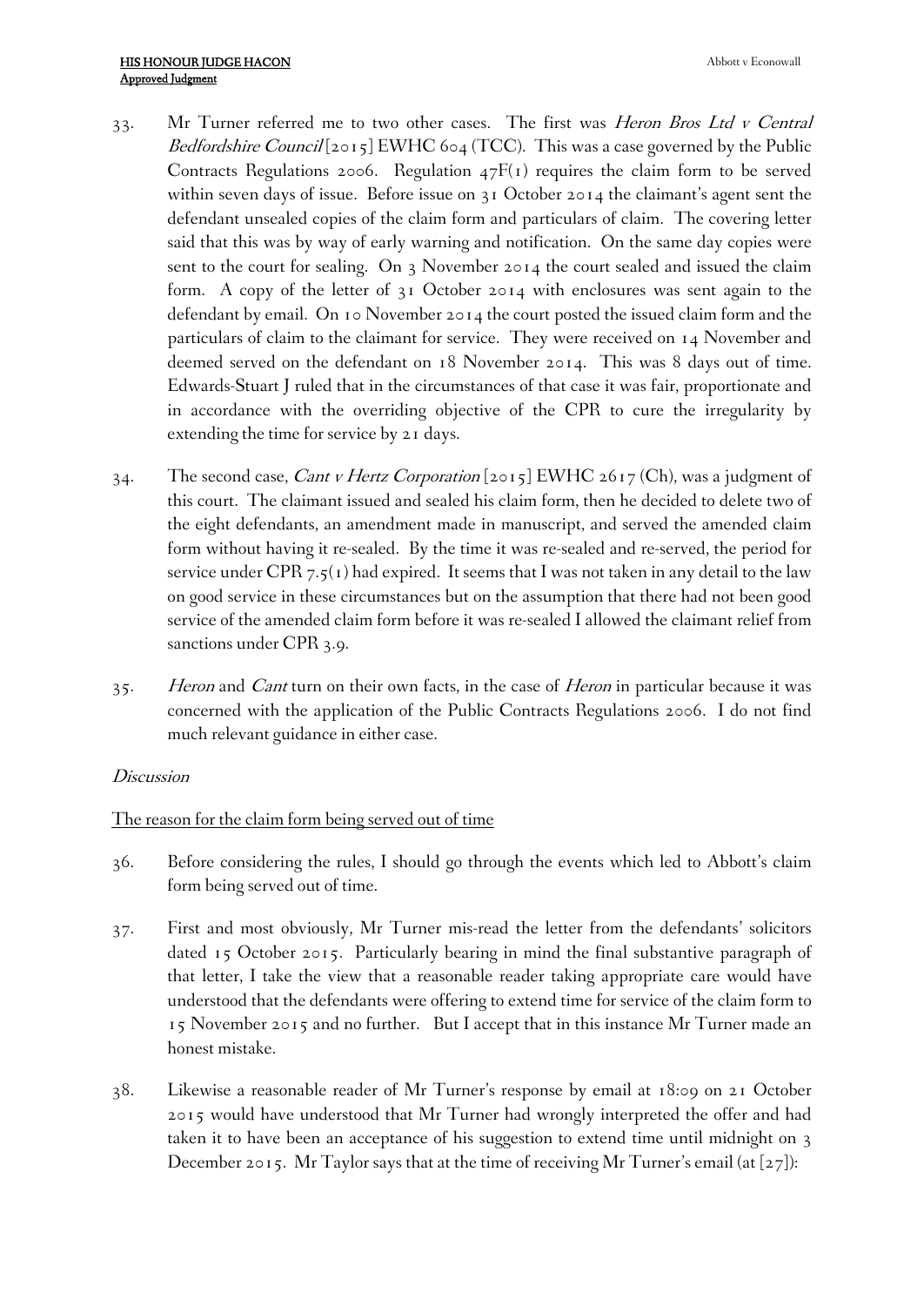33. Mr Turner referred me to two other cases. The first was *Heron Bros Ltd v Central Bedfordshire Council* [2015] EWHC 604 (TCC). This was a case governed by the Public Contracts Regulations 2006. Regulation 47F(1) requires the claim form to be served within seven days of issue. Before issue on 31 October 2014 the claimant's agent sent the defendant unsealed copies of the claim form and particulars of claim. The covering letter said that this was by way of early warning and notification. On the same day copies were sent to the court for sealing. On 3 November 2014 the court sealed and issued the claim form. A copy of the letter of 31 October 2014 with enclosures was sent again to the defendant by email. On 10 November 2014 the court posted the issued claim form and the particulars of claim to the claimant for service. They were received on 14 November and deemed served on the defendant on 18 November 2014. This was 8 days out of time. Edwards-Stuart J ruled that in the circumstances of that case it was fair, proportionate and in accordance with the overriding objective of the CPR to cure the irregularity by extending the time for service by 21 days.

34. The second case, *Cant v Hertz Corporation* [2015] EWHC 2617 (Ch), was a judgment of this court. The claimant issued and sealed his claim form, then he decided to delete two of the eight defendants, an amendment made in manuscript, and served the amended claim form without having it re-sealed. By the time it was re-sealed and re-served, the period for service under CPR 7.5(1) had expired. It seems that I was not taken in any detail to the law on good service in these circumstances but on the assumption that there had not been good service of the amended claim form before it was re-sealed I allowed the claimant relief from sanctions under CPR 3.9.

35. *Heron* and *Cant* turn on their own facts, in the case of *Heron* in particular because it was concerned with the application of the Public Contracts Regulations 2006. I do not find much relevant guidance in either case.

### *Discussion*

<u>The reason for the claim form being served out of time</u>

36. Before considering the rules, I should go through the events which led to Abbott's claim form being served out of time.

37. First and most obviously, Mr Turner mis-read the letter from the defendants' solicitors dated 15 October 2015. Particularly bearing in mind the final substantive paragraph of that letter, I take the view that a reasonable reader taking appropriate care would have understood that the defendants were offering to extend time for service of the claim form to 15 November 2015 and no further. But I accept that in this instance Mr Turner made an honest mistake.

38. Likewise a reasonable reader of Mr Turner's response by email at 18:09 on 21 October 2015 would have understood that Mr Turner had wrongly interpreted the offer and had taken it to have been an acceptance of his suggestion to extend time until midnight on 3 December 2015. Mr Taylor says that at the time of receiving Mr Turner's email (at [27]):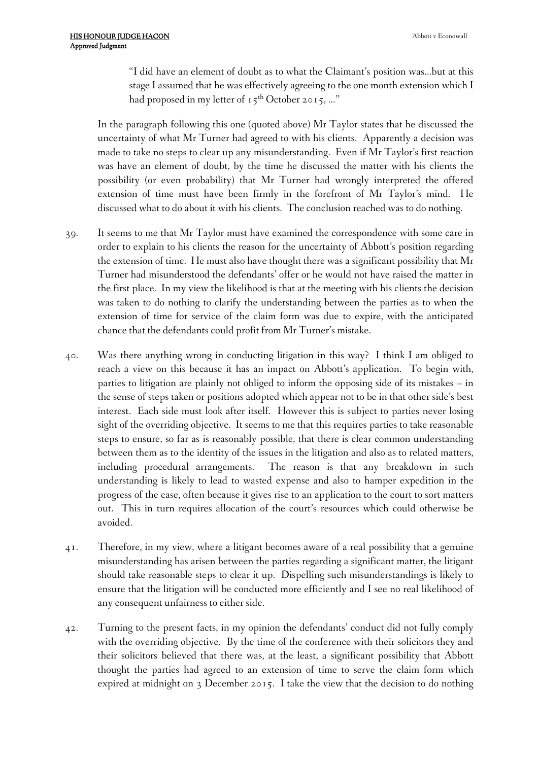> "I did have an element of doubt as to what the Claimant's position was…but at this stage I assumed that he was effectively agreeing to the one month extension which I had proposed in my letter of 15th October 2015, …"

In the paragraph following this one (quoted above) Mr Taylor states that he discussed the uncertainty of what Mr Turner had agreed to with his clients. Apparently a decision was made to take no steps to clear up any misunderstanding. Even if Mr Taylor's first reaction was have an element of doubt, by the time he discussed the matter with his clients the possibility (or even probability) that Mr Turner had wrongly interpreted the offered extension of time must have been firmly in the forefront of Mr Taylor's mind. He discussed what to do about it with his clients. The conclusion reached was to do nothing.

39. It seems to me that Mr Taylor must have examined the correspondence with some care in order to explain to his clients the reason for the uncertainty of Abbott's position regarding the extension of time. He must also have thought there was a significant possibility that Mr Turner had misunderstood the defendants' offer or he would not have raised the matter in the first place. In my view the likelihood is that at the meeting with his clients the decision was taken to do nothing to clarify the understanding between the parties as to when the extension of time for service of the claim form was due to expire, with the anticipated chance that the defendants could profit from Mr Turner's mistake.

40. Was there anything wrong in conducting litigation in this way? I think I am obliged to reach a view on this because it has an impact on Abbott's application. To begin with, parties to litigation are plainly not obliged to inform the opposing side of its mistakes – in the sense of steps taken or positions adopted which appear not to be in that other side's best interest. Each side must look after itself. However this is subject to parties never losing sight of the overriding objective. It seems to me that this requires parties to take reasonable steps to ensure, so far as is reasonably possible, that there is clear common understanding between them as to the identity of the issues in the litigation and also as to related matters, including procedural arrangements. The reason is that any breakdown in such understanding is likely to lead to wasted expense and also to hamper expedition in the progress of the case, often because it gives rise to an application to the court to sort matters out. This in turn requires allocation of the court's resources which could otherwise be avoided.

41. Therefore, in my view, where a litigant becomes aware of a real possibility that a genuine misunderstanding has arisen between the parties regarding a significant matter, the litigant should take reasonable steps to clear it up. Dispelling such misunderstandings is likely to ensure that the litigation will be conducted more efficiently and I see no real likelihood of any consequent unfairness to either side.

42. Turning to the present facts, in my opinion the defendants' conduct did not fully comply with the overriding objective. By the time of the conference with their solicitors they and their solicitors believed that there was, at the least, a significant possibility that Abbott thought the parties had agreed to an extension of time to serve the claim form which expired at midnight on 3 December 2015. I take the view that the decision to do nothing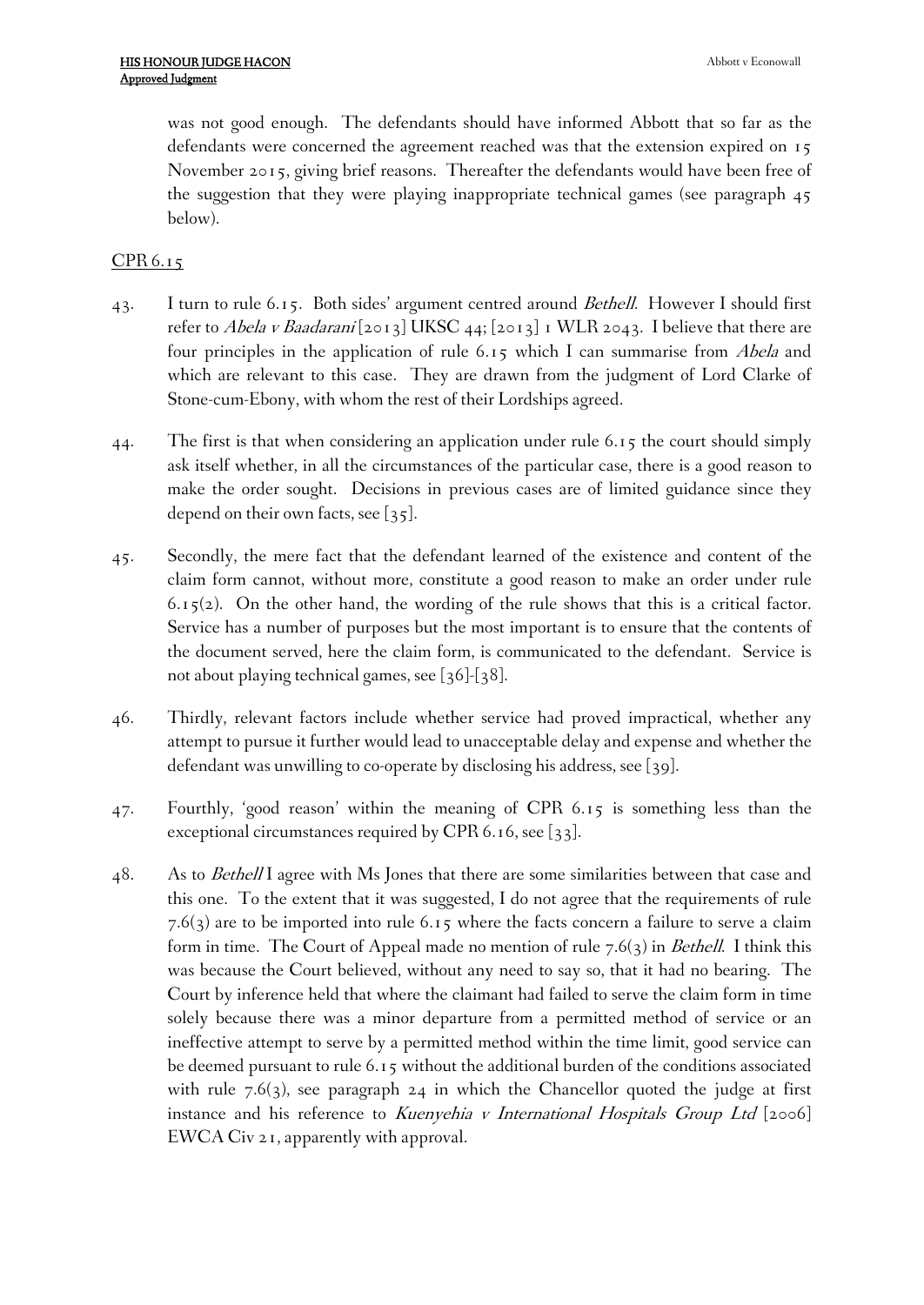was not good enough. The defendants should have informed Abbott that so far as the defendants were concerned the agreement reached was that the extension expired on 15 November 2015, giving brief reasons. Thereafter the defendants would have been free of the suggestion that they were playing inappropriate technical games (see paragraph 45 below).

## CPR 6.15

43. I turn to rule 6.15. Both sides' argument centred around *Bethell.* However I should first refer to *Abela v Baadarani* [2013] UKSC 44; [2013] 1 WLR 2043. I believe that there are four principles in the application of rule 6.15 which I can summarise from *Abela* and which are relevant to this case. They are drawn from the judgment of Lord Clarke of Stone-cum-Ebony, with whom the rest of their Lordships agreed.

44. The first is that when considering an application under rule 6.15 the court should simply ask itself whether, in all the circumstances of the particular case, there is a good reason to make the order sought. Decisions in previous cases are of limited guidance since they depend on their own facts, see [35].

45. Secondly, the mere fact that the defendant learned of the existence and content of the claim form cannot, without more, constitute a good reason to make an order under rule 6.15(2). On the other hand, the wording of the rule shows that this is a critical factor. Service has a number of purposes but the most important is to ensure that the contents of the document served, here the claim form, is communicated to the defendant. Service is not about playing technical games, see [36]-[38].

46. Thirdly, relevant factors include whether service had proved impractical, whether any attempt to pursue it further would lead to unacceptable delay and expense and whether the defendant was unwilling to co-operate by disclosing his address, see [39].

47. Fourthly, 'good reason' within the meaning of CPR 6.15 is something less than the exceptional circumstances required by CPR 6.16, see [33].

48. As to *Bethell* I agree with Ms Jones that there are some similarities between that case and this one. To the extent that it was suggested, I do not agree that the requirements of rule 7.6(3) are to be imported into rule 6.15 where the facts concern a failure to serve a claim form in time. The Court of Appeal made no mention of rule 7.6(3) in *Bethell*. I think this was because the Court believed, without any need to say so, that it had no bearing. The Court by inference held that where the claimant had failed to serve the claim form in time solely because there was a minor departure from a permitted method of service or an ineffective attempt to serve by a permitted method within the time limit, good service can be deemed pursuant to rule 6.15 without the additional burden of the conditions associated with rule 7.6(3), see paragraph 24 in which the Chancellor quoted the judge at first instance and his reference to *Kuenyehia v International Hospitals Group Ltd* [2006] EWCA Civ 21, apparently with approval.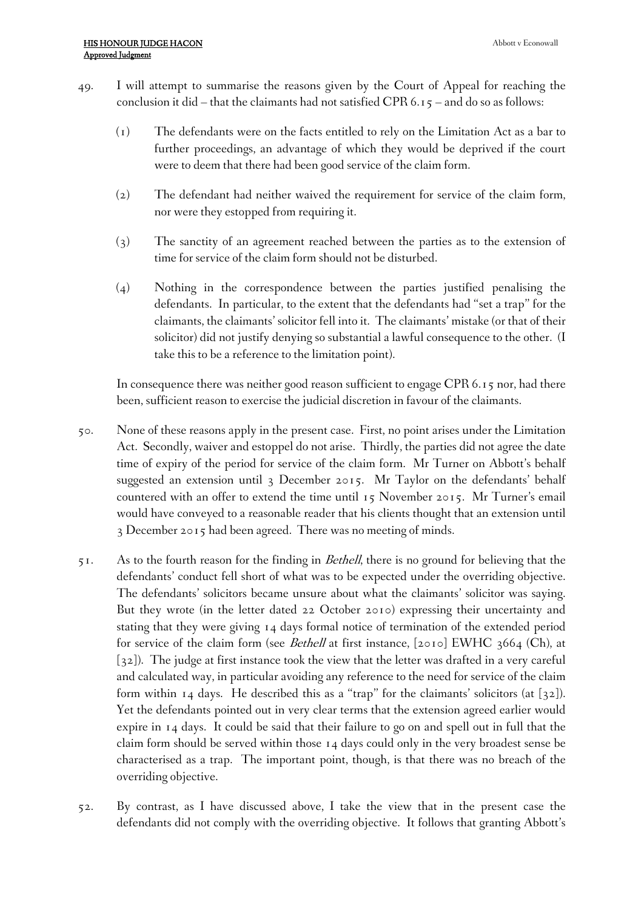49. I will attempt to summarise the reasons given by the Court of Appeal for reaching the conclusion it did – that the claimants had not satisfied CPR 6.15 – and do so as follows:

    (1) The defendants were on the facts entitled to rely on the Limitation Act as a bar to further proceedings, an advantage of which they would be deprived if the court were to deem that there had been good service of the claim form.

    (2) The defendant had neither waived the requirement for service of the claim form, nor were they estopped from requiring it.

    (3) The sanctity of an agreement reached between the parties as to the extension of time for service of the claim form should not be disturbed.

    (4) Nothing in the correspondence between the parties justified penalising the defendants. In particular, to the extent that the defendants had "set a trap" for the claimants, the claimants' solicitor fell into it. The claimants' mistake (or that of their solicitor) did not justify denying so substantial a lawful consequence to the other. (I take this to be a reference to the limitation point).

    In consequence there was neither good reason sufficient to engage CPR 6.15 nor, had there been, sufficient reason to exercise the judicial discretion in favour of the claimants.

50. None of these reasons apply in the present case. First, no point arises under the Limitation Act. Secondly, waiver and estoppel do not arise. Thirdly, the parties did not agree the date time of expiry of the period for service of the claim form. Mr Turner on Abbott's behalf suggested an extension until 3 December 2015. Mr Taylor on the defendants' behalf countered with an offer to extend the time until 15 November 2015. Mr Turner's email would have conveyed to a reasonable reader that his clients thought that an extension until 3 December 2015 had been agreed. There was no meeting of minds.

51. As to the fourth reason for the finding in *Bethell*, there is no ground for believing that the defendants' conduct fell short of what was to be expected under the overriding objective. The defendants' solicitors became unsure about what the claimants' solicitor was saying. But they wrote (in the letter dated 22 October 2010) expressing their uncertainty and stating that they were giving 14 days formal notice of termination of the extended period for service of the claim form (see *Bethell* at first instance, [2010] EWHC 3664 (Ch), at [32]). The judge at first instance took the view that the letter was drafted in a very careful and calculated way, in particular avoiding any reference to the need for service of the claim form within 14 days. He described this as a "trap" for the claimants' solicitors (at [32]). Yet the defendants pointed out in very clear terms that the extension agreed earlier would expire in 14 days. It could be said that their failure to go on and spell out in full that the claim form should be served within those 14 days could only in the very broadest sense be characterised as a trap. The important point, though, is that there was no breach of the overriding objective.

52. By contrast, as I have discussed above, I take the view that in the present case the defendants did not comply with the overriding objective. It follows that granting Abbott's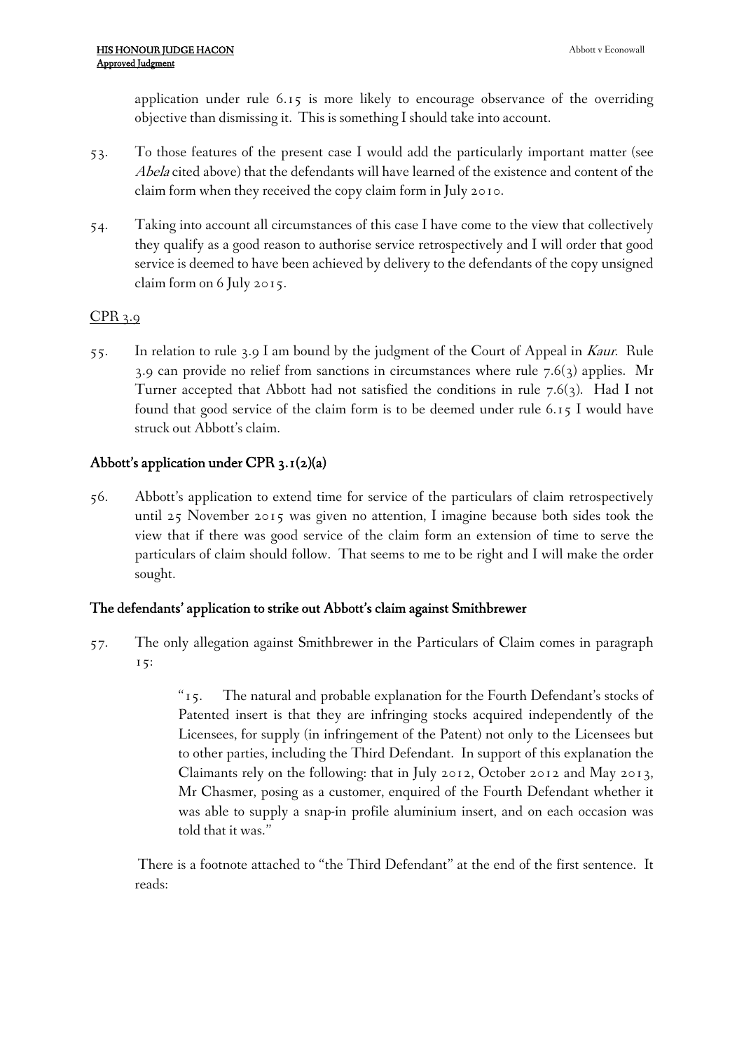application under rule 6.15 is more likely to encourage observance of the overriding objective than dismissing it. This is something I should take into account.

53. To those features of the present case I would add the particularly important matter (see *Abela* cited above) that the defendants will have learned of the existence and content of the claim form when they received the copy claim form in July 2010.

54. Taking into account all circumstances of this case I have come to the view that collectively they qualify as a good reason to authorise service retrospectively and I will order that good service is deemed to have been achieved by delivery to the defendants of the copy unsigned claim form on 6 July 2015.

<u>CPR 3.9</u>

55. In relation to rule 3.9 I am bound by the judgment of the Court of Appeal in *Kaur*. Rule 3.9 can provide no relief from sanctions in circumstances where rule 7.6(3) applies. Mr Turner accepted that Abbott had not satisfied the conditions in rule 7.6(3). Had I not found that good service of the claim form is to be deemed under rule 6.15 I would have struck out Abbott's claim.

## Abbott's application under CPR 3.1(2)(a)

56. Abbott's application to extend time for service of the particulars of claim retrospectively until 25 November 2015 was given no attention, I imagine because both sides took the view that if there was good service of the claim form an extension of time to serve the particulars of claim should follow. That seems to me to be right and I will make the order sought.

## The defendants' application to strike out Abbott's claim against Smithbrewer

57. The only allegation against Smithbrewer in the Particulars of Claim comes in paragraph 15:

> "15. The natural and probable explanation for the Fourth Defendant's stocks of Patented insert is that they are infringing stocks acquired independently of the Licensees, for supply (in infringement of the Patent) not only to the Licensees but to other parties, including the Third Defendant. In support of this explanation the Claimants rely on the following: that in July 2012, October 2012 and May 2013, Mr Chasmer, posing as a customer, enquired of the Fourth Defendant whether it was able to supply a snap-in profile aluminium insert, and on each occasion was told that it was."

There is a footnote attached to "the Third Defendant" at the end of the first sentence. It reads: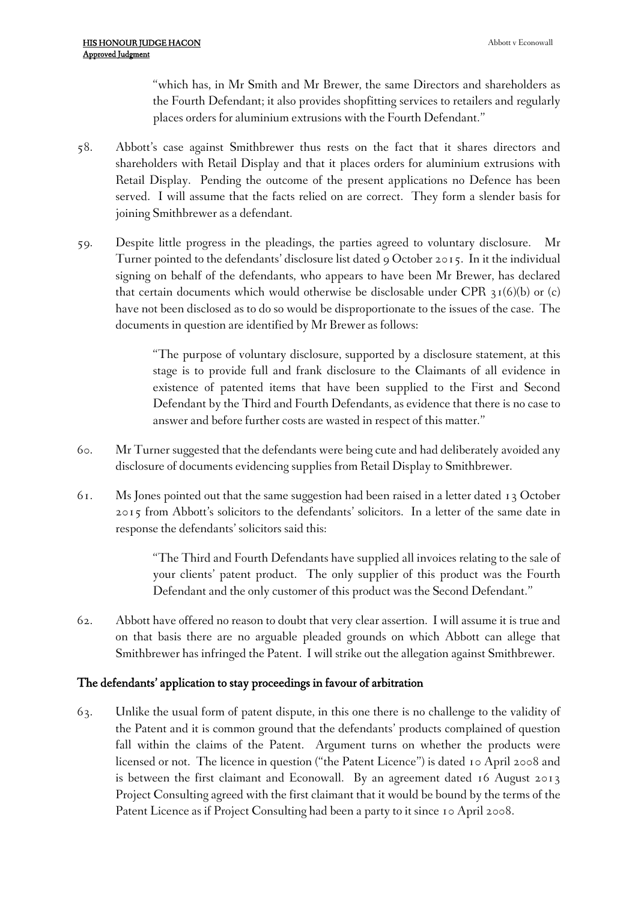"which has, in Mr Smith and Mr Brewer, the same Directors and shareholders as the Fourth Defendant; it also provides shopfitting services to retailers and regularly places orders for aluminium extrusions with the Fourth Defendant."

58. Abbott's case against Smithbrewer thus rests on the fact that it shares directors and shareholders with Retail Display and that it places orders for aluminium extrusions with Retail Display. Pending the outcome of the present applications no Defence has been served. I will assume that the facts relied on are correct. They form a slender basis for joining Smithbrewer as a defendant.

59. Despite little progress in the pleadings, the parties agreed to voluntary disclosure. Mr Turner pointed to the defendants' disclosure list dated 9 October 2015. In it the individual signing on behalf of the defendants, who appears to have been Mr Brewer, has declared that certain documents which would otherwise be disclosable under CPR 31(6)(b) or (c) have not been disclosed as to do so would be disproportionate to the issues of the case. The documents in question are identified by Mr Brewer as follows:

> "The purpose of voluntary disclosure, supported by a disclosure statement, at this stage is to provide full and frank disclosure to the Claimants of all evidence in existence of patented items that have been supplied to the First and Second Defendant by the Third and Fourth Defendants, as evidence that there is no case to answer and before further costs are wasted in respect of this matter."

60. Mr Turner suggested that the defendants were being cute and had deliberately avoided any disclosure of documents evidencing supplies from Retail Display to Smithbrewer.

61. Ms Jones pointed out that the same suggestion had been raised in a letter dated 13 October 2015 from Abbott's solicitors to the defendants' solicitors. In a letter of the same date in response the defendants' solicitors said this:

> "The Third and Fourth Defendants have supplied all invoices relating to the sale of your clients' patent product. The only supplier of this product was the Fourth Defendant and the only customer of this product was the Second Defendant."

62. Abbott have offered no reason to doubt that very clear assertion. I will assume it is true and on that basis there are no arguable pleaded grounds on which Abbott can allege that Smithbrewer has infringed the Patent. I will strike out the allegation against Smithbrewer.

## The defendants' application to stay proceedings in favour of arbitration

63. Unlike the usual form of patent dispute, in this one there is no challenge to the validity of the Patent and it is common ground that the defendants' products complained of question fall within the claims of the Patent. Argument turns on whether the products were licensed or not. The licence in question ("the Patent Licence") is dated 10 April 2008 and is between the first claimant and Econowall. By an agreement dated 16 August 2013 Project Consulting agreed with the first claimant that it would be bound by the terms of the Patent Licence as if Project Consulting had been a party to it since 10 April 2008.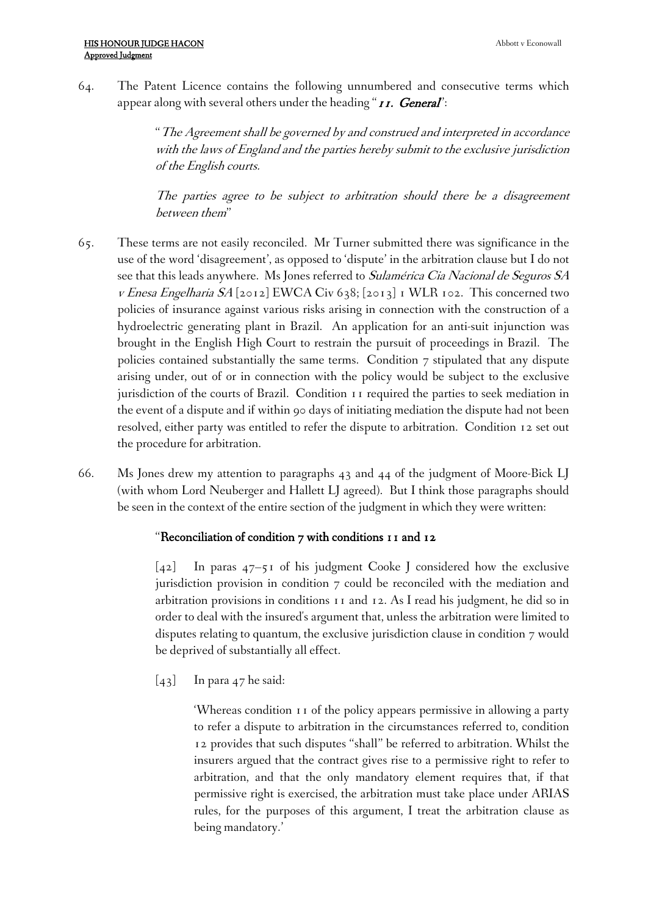64. The Patent Licence contains the following unnumbered and consecutive terms which appear along with several others under the heading "*11. General*":

> "*The Agreement shall be governed by and construed and interpreted in accordance with the laws of England and the parties hereby submit to the exclusive jurisdiction of the English courts.*
>
> *The parties agree to be subject to arbitration should there be a disagreement between them*"

65. These terms are not easily reconciled. Mr Turner submitted there was significance in the use of the word 'disagreement', as opposed to 'dispute' in the arbitration clause but I do not see that this leads anywhere. Ms Jones referred to *Sulamérica Cia Nacional de Seguros SA v Enesa Engelharia SA* [2012] EWCA Civ 638; [2013] 1 WLR 102. This concerned two policies of insurance against various risks arising in connection with the construction of a hydroelectric generating plant in Brazil. An application for an anti-suit injunction was brought in the English High Court to restrain the pursuit of proceedings in Brazil. The policies contained substantially the same terms. Condition 7 stipulated that any dispute arising under, out of or in connection with the policy would be subject to the exclusive jurisdiction of the courts of Brazil. Condition 11 required the parties to seek mediation in the event of a dispute and if within 90 days of initiating mediation the dispute had not been resolved, either party was entitled to refer the dispute to arbitration. Condition 12 set out the procedure for arbitration.

66. Ms Jones drew my attention to paragraphs 43 and 44 of the judgment of Moore-Bick LJ (with whom Lord Neuberger and Hallett LJ agreed). But I think those paragraphs should be seen in the context of the entire section of the judgment in which they were written:

> "**Reconciliation of condition 7 with conditions 11 and 12**
>
> [42] In paras 47–51 of his judgment Cooke J considered how the exclusive jurisdiction provision in condition 7 could be reconciled with the mediation and arbitration provisions in conditions 11 and 12. As I read his judgment, he did so in order to deal with the insured's argument that, unless the arbitration were limited to disputes relating to quantum, the exclusive jurisdiction clause in condition 7 would be deprived of substantially all effect.
>
> [43] In para 47 he said:
>
> > 'Whereas condition 11 of the policy appears permissive in allowing a party to refer a dispute to arbitration in the circumstances referred to, condition 12 provides that such disputes "shall" be referred to arbitration. Whilst the insurers argued that the contract gives rise to a permissive right to refer to arbitration, and that the only mandatory element requires that, if that permissive right is exercised, the arbitration must take place under ARIAS rules, for the purposes of this argument, I treat the arbitration clause as being mandatory.'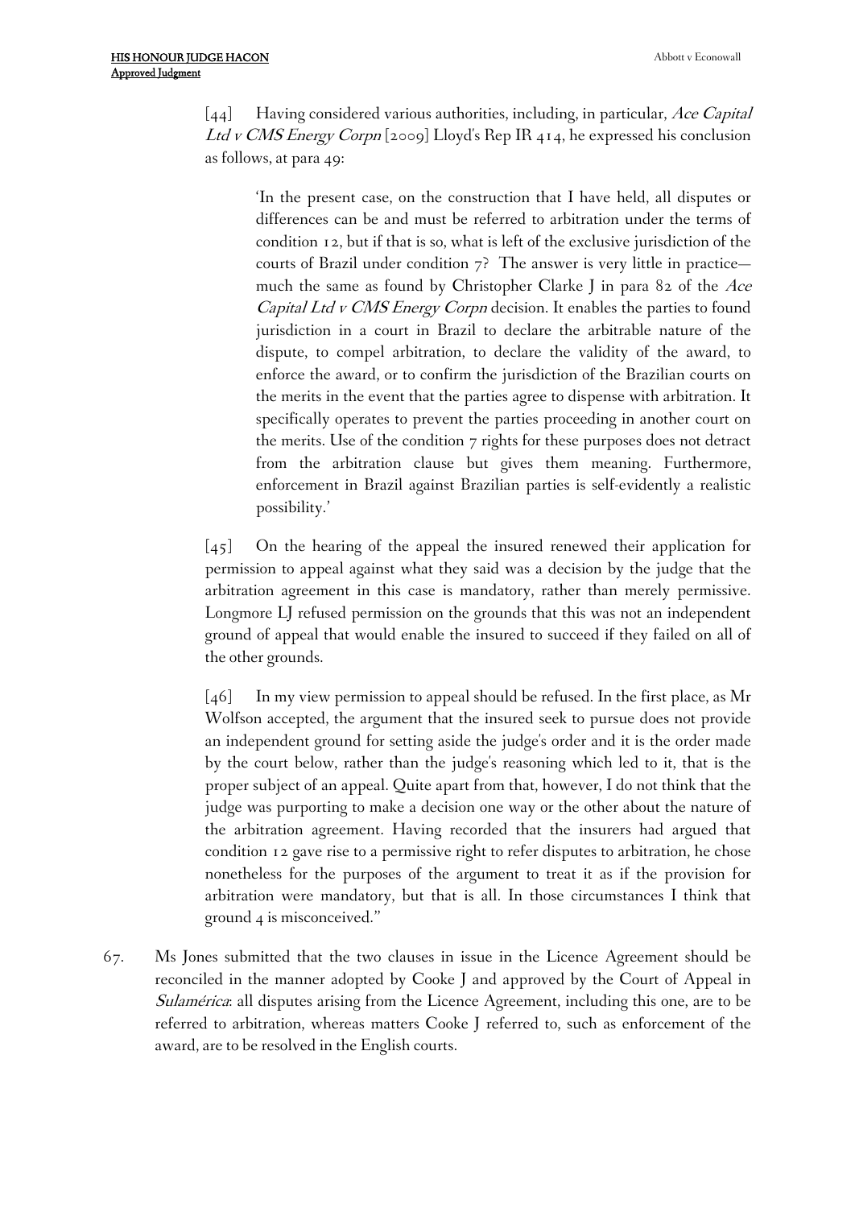[44] Having considered various authorities, including, in particular, *Ace Capital Ltd v CMS Energy Corpn* [2009] Lloyd's Rep IR 414, he expressed his conclusion as follows, at para 49:

> 'In the present case, on the construction that I have held, all disputes or differences can be and must be referred to arbitration under the terms of condition 12, but if that is so, what is left of the exclusive jurisdiction of the courts of Brazil under condition 7? The answer is very little in practice—much the same as found by Christopher Clarke J in para 82 of the *Ace Capital Ltd v CMS Energy Corpn* decision. It enables the parties to found jurisdiction in a court in Brazil to declare the arbitrable nature of the dispute, to compel arbitration, to declare the validity of the award, to enforce the award, or to confirm the jurisdiction of the Brazilian courts on the merits in the event that the parties agree to dispense with arbitration. It specifically operates to prevent the parties proceeding in another court on the merits. Use of the condition 7 rights for these purposes does not detract from the arbitration clause but gives them meaning. Furthermore, enforcement in Brazil against Brazilian parties is self-evidently a realistic possibility.'

[45] On the hearing of the appeal the insured renewed their application for permission to appeal against what they said was a decision by the judge that the arbitration agreement in this case is mandatory, rather than merely permissive. Longmore LJ refused permission on the grounds that this was not an independent ground of appeal that would enable the insured to succeed if they failed on all of the other grounds.

[46] In my view permission to appeal should be refused. In the first place, as Mr Wolfson accepted, the argument that the insured seek to pursue does not provide an independent ground for setting aside the judge's order and it is the order made by the court below, rather than the judge's reasoning which led to it, that is the proper subject of an appeal. Quite apart from that, however, I do not think that the judge was purporting to make a decision one way or the other about the nature of the arbitration agreement. Having recorded that the insurers had argued that condition 12 gave rise to a permissive right to refer disputes to arbitration, he chose nonetheless for the purposes of the argument to treat it as if the provision for arbitration were mandatory, but that is all. In those circumstances I think that ground 4 is misconceived."

67. Ms Jones submitted that the two clauses in issue in the Licence Agreement should be reconciled in the manner adopted by Cooke J and approved by the Court of Appeal in *Sulamérica*: all disputes arising from the Licence Agreement, including this one, are to be referred to arbitration, whereas matters Cooke J referred to, such as enforcement of the award, are to be resolved in the English courts.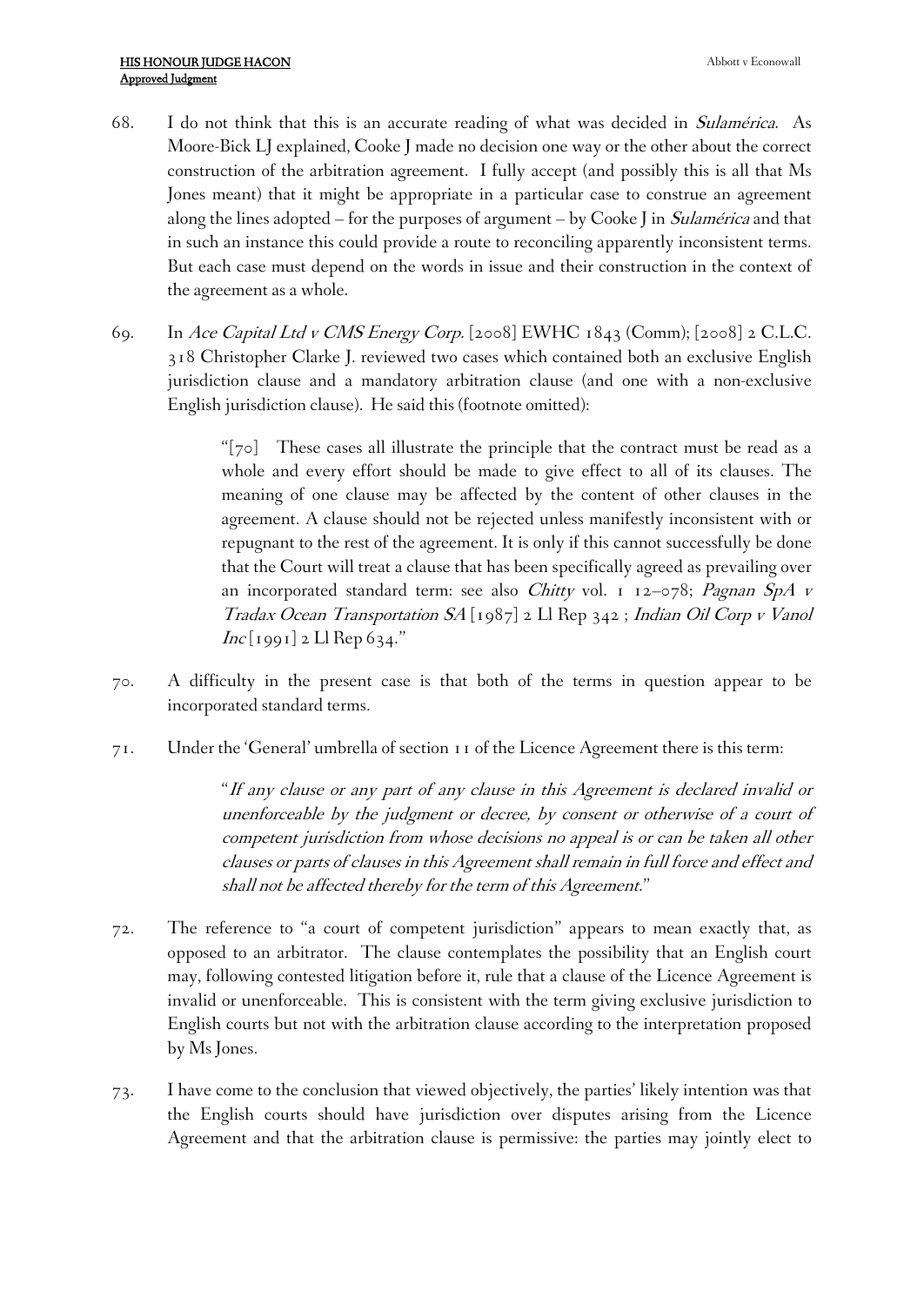68. I do not think that this is an accurate reading of what was decided in *Sulamérica*. As Moore-Bick LJ explained, Cooke J made no decision one way or the other about the correct construction of the arbitration agreement. I fully accept (and possibly this is all that Ms Jones meant) that it might be appropriate in a particular case to construe an agreement along the lines adopted – for the purposes of argument – by Cooke J in *Sulamérica* and that in such an instance this could provide a route to reconciling apparently inconsistent terms. But each case must depend on the words in issue and their construction in the context of the agreement as a whole.

69. In *Ace Capital Ltd v CMS Energy Corp.* [2008] EWHC 1843 (Comm); [2008] 2 C.L.C. 318 Christopher Clarke J. reviewed two cases which contained both an exclusive English jurisdiction clause and a mandatory arbitration clause (and one with a non-exclusive English jurisdiction clause). He said this (footnote omitted):

> "[70] These cases all illustrate the principle that the contract must be read as a whole and every effort should be made to give effect to all of its clauses. The meaning of one clause may be affected by the content of other clauses in the agreement. A clause should not be rejected unless manifestly inconsistent with or repugnant to the rest of the agreement. It is only if this cannot successfully be done that the Court will treat a clause that has been specifically agreed as prevailing over an incorporated standard term: see also *Chitty* vol. 1 12–078; *Pagnan SpA v Tradax Ocean Transportation SA* [1987] 2 Ll Rep 342 ; *Indian Oil Corp v Vanol Inc* [1991] 2 Ll Rep 634."

70. A difficulty in the present case is that both of the terms in question appear to be incorporated standard terms.

71. Under the 'General' umbrella of section 11 of the Licence Agreement there is this term:

> "*If any clause or any part of any clause in this Agreement is declared invalid or unenforceable by the judgment or decree, by consent or otherwise of a court of competent jurisdiction from whose decisions no appeal is or can be taken all other clauses or parts of clauses in this Agreement shall remain in full force and effect and shall not be affected thereby for the term of this Agreement.*"

72. The reference to "a court of competent jurisdiction" appears to mean exactly that, as opposed to an arbitrator. The clause contemplates the possibility that an English court may, following contested litigation before it, rule that a clause of the Licence Agreement is invalid or unenforceable. This is consistent with the term giving exclusive jurisdiction to English courts but not with the arbitration clause according to the interpretation proposed by Ms Jones.

73. I have come to the conclusion that viewed objectively, the parties' likely intention was that the English courts should have jurisdiction over disputes arising from the Licence Agreement and that the arbitration clause is permissive: the parties may jointly elect to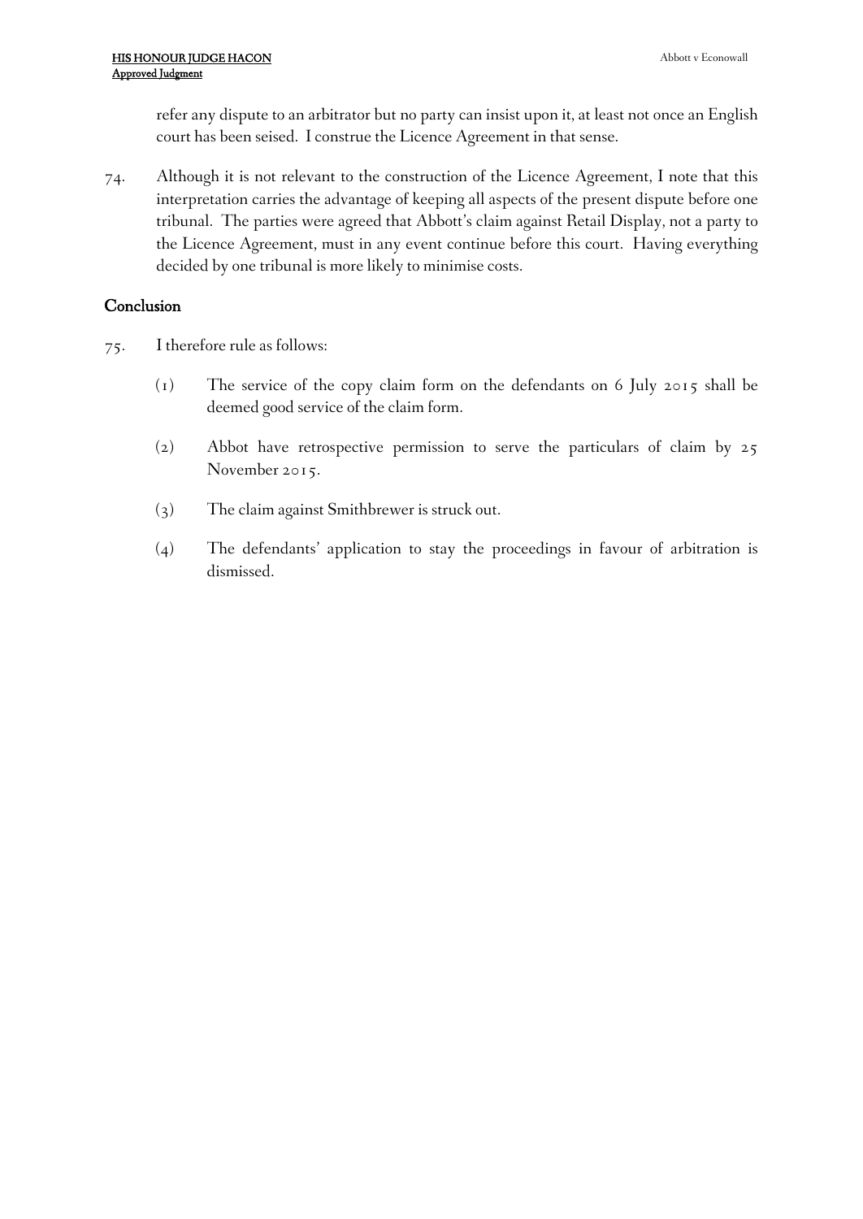refer any dispute to an arbitrator but no party can insist upon it, at least not once an English court has been seised. I construe the Licence Agreement in that sense.

74. Although it is not relevant to the construction of the Licence Agreement, I note that this interpretation carries the advantage of keeping all aspects of the present dispute before one tribunal. The parties were agreed that Abbott's claim against Retail Display, not a party to the Licence Agreement, must in any event continue before this court. Having everything decided by one tribunal is more likely to minimise costs.

## Conclusion

75. I therefore rule as follows:

    (1) The service of the copy claim form on the defendants on 6 July 2015 shall be deemed good service of the claim form.

    (2) Abbot have retrospective permission to serve the particulars of claim by 25 November 2015.

    (3) The claim against Smithbrewer is struck out.

    (4) The defendants' application to stay the proceedings in favour of arbitration is dismissed.